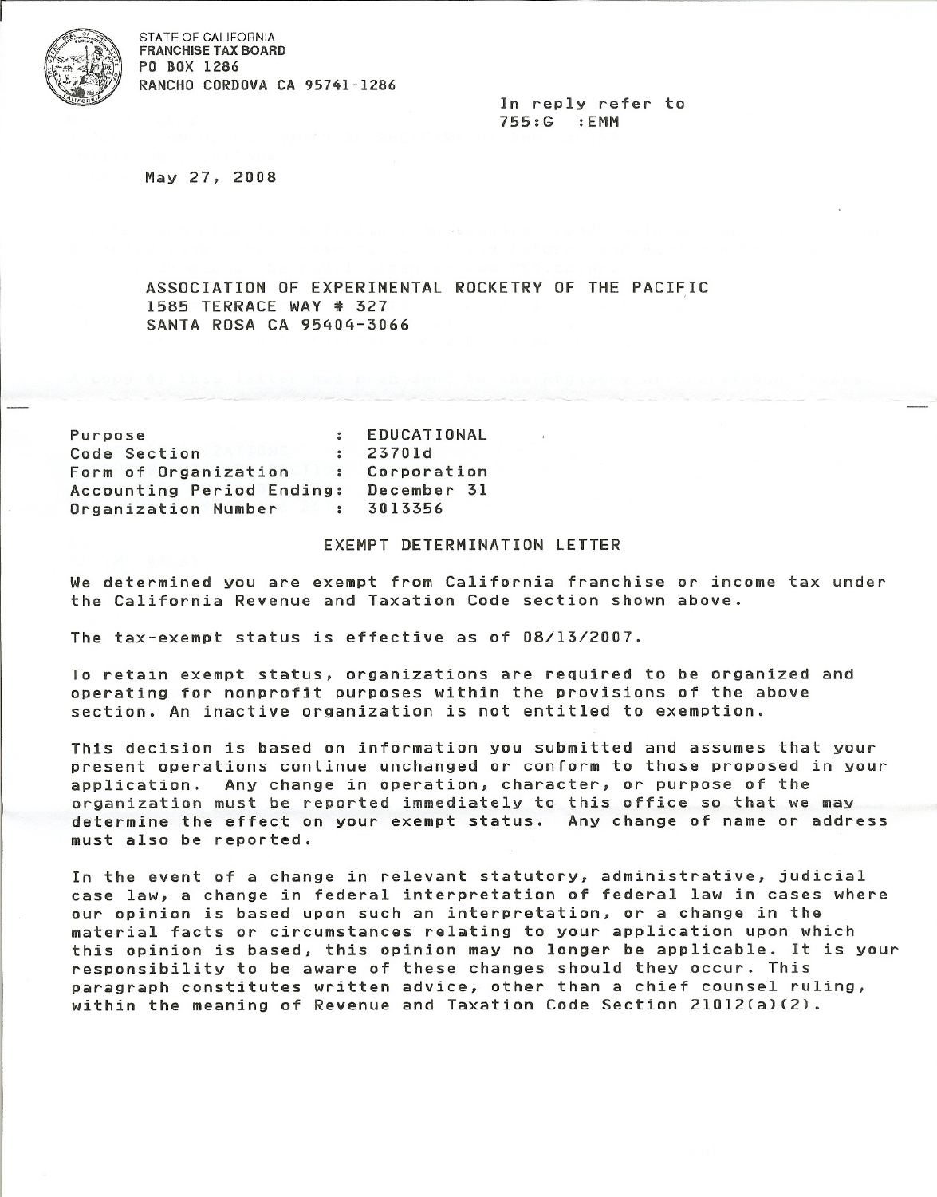STATE OF CALIFORNIA
**FRANCHISE TAX BOARD**
PO BOX 1286
RANCHO CORDOVA CA 95741-1286

In reply refer to
755:G :EMM

May 27, 2008

ASSOCIATION OF EXPERIMENTAL ROCKETRY OF THE PACIFIC
1585 TERRACE WAY # 327
SANTA ROSA CA 95404-3066

| | | |
|---|---|---|
| Purpose | : | EDUCATIONAL |
| Code Section | : | 23701d |
| Form of Organization | : | Corporation |
| Accounting Period Ending | : | December 31 |
| Organization Number | : | 3013356 |

## EXEMPT DETERMINATION LETTER

We determined you are exempt from California franchise or income tax under the California Revenue and Taxation Code section shown above.

The tax-exempt status is effective as of 08/13/2007.

To retain exempt status, organizations are required to be organized and operating for nonprofit purposes within the provisions of the above section. An inactive organization is not entitled to exemption.

This decision is based on information you submitted and assumes that your present operations continue unchanged or conform to those proposed in your application. Any change in operation, character, or purpose of the organization must be reported immediately to this office so that we may determine the effect on your exempt status. Any change of name or address must also be reported.

In the event of a change in relevant statutory, administrative, judicial case law, a change in federal interpretation of federal law in cases where our opinion is based upon such an interpretation, or a change in the material facts or circumstances relating to your application upon which this opinion is based, this opinion may no longer be applicable. It is your responsibility to be aware of these changes should they occur. This paragraph constitutes written advice, other than a chief counsel ruling, within the meaning of Revenue and Taxation Code Section 21012(a)(2).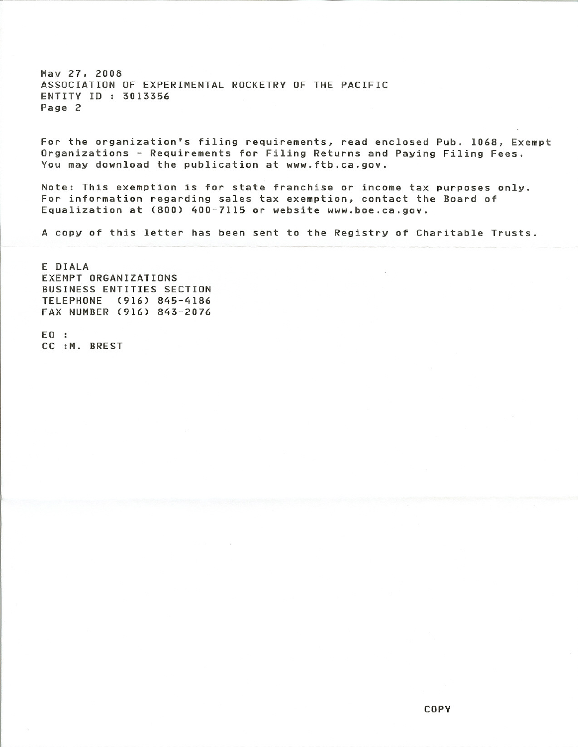For the organization's filing requirements, read enclosed Pub. 1068, Exempt Organizations - Requirements for Filing Returns and Paying Filing Fees. You may download the publication at www.ftb.ca.gov.

Note: This exemption is for state franchise or income tax purposes only. For information regarding sales tax exemption, contact the Board of Equalization at (800) 400-7115 or website www.boe.ca.gov.

A copy of this letter has been sent to the Registry of Charitable Trusts.

E DIALA
EXEMPT ORGANIZATIONS
BUSINESS ENTITIES SECTION
TELEPHONE (916) 845-4186
FAX NUMBER (916) 843-2076

EO :
CC :M. BREST

COPY